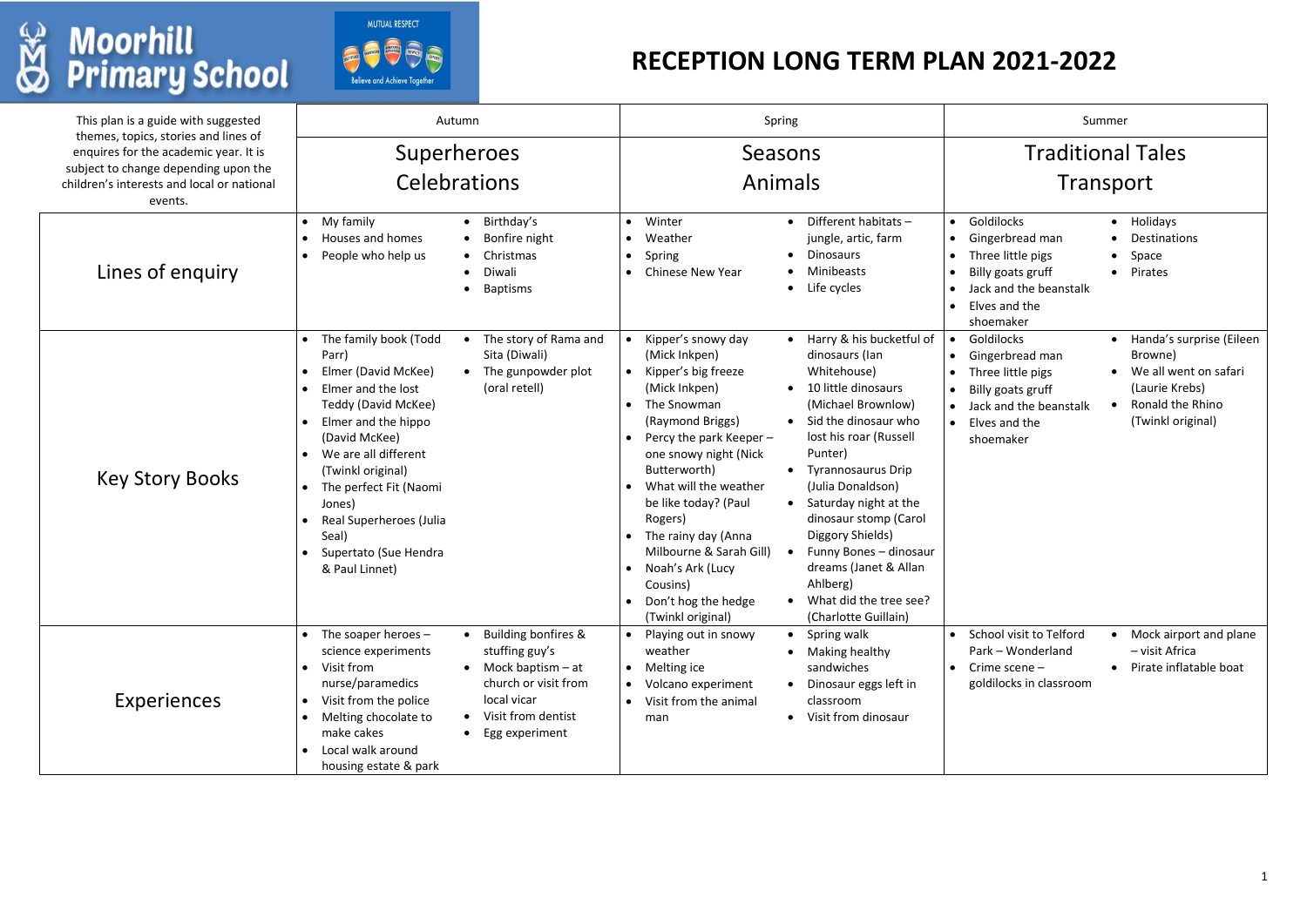Moorhill Primary School

MUTUAL RESPECT — Believe and Achieve Together

# RECEPTION LONG TERM PLAN 2021-2022

| This plan is a guide with suggested themes, topics, stories and lines of enquires for the academic year. It is subject to change depending upon the children's interests and local or national events. | Autumn | Spring | Summer |
|---|---|---|---|
| | Superheroes<br>Celebrations | Seasons<br>Animals | Traditional Tales<br>Transport |
| Lines of enquiry | • My family<br>• Houses and homes<br>• People who help us<br>• Birthday's<br>• Bonfire night<br>• Christmas<br>• Diwali<br>• Baptisms | • Winter<br>• Weather<br>• Spring<br>• Chinese New Year<br>• Different habitats – jungle, artic, farm<br>• Dinosaurs<br>• Minibeasts<br>• Life cycles | • Goldilocks<br>• Gingerbread man<br>• Three little pigs<br>• Billy goats gruff<br>• Jack and the beanstalk<br>• Elves and the shoemaker<br>• Holidays<br>• Destinations<br>• Space<br>• Pirates |
| Key Story Books | • The family book (Todd Parr)<br>• Elmer (David McKee)<br>• Elmer and the lost Teddy (David McKee)<br>• Elmer and the hippo (David McKee)<br>• We are all different (Twinkl original)<br>• The perfect Fit (Naomi Jones)<br>• Real Superheroes (Julia Seal)<br>• Supertato (Sue Hendra & Paul Linnet)<br>• The story of Rama and Sita (Diwali)<br>• The gunpowder plot (oral retell) | • Kipper's snowy day (Mick Inkpen)<br>• Kipper's big freeze (Mick Inkpen)<br>• The Snowman (Raymond Briggs)<br>• Percy the park Keeper – one snowy night (Nick Butterworth)<br>• What will the weather be like today? (Paul Rogers)<br>• The rainy day (Anna Milbourne & Sarah Gill)<br>• Noah's Ark (Lucy Cousins)<br>• Don't hog the hedge (Twinkl original)<br>• Harry & his bucketful of dinosaurs (Ian Whitehouse)<br>• 10 little dinosaurs (Michael Brownlow)<br>• Sid the dinosaur who lost his roar (Russell Punter)<br>• Tyrannosaurus Drip (Julia Donaldson)<br>• Saturday night at the dinosaur stomp (Carol Diggory Shields)<br>• Funny Bones – dinosaur dreams (Janet & Allan Ahlberg)<br>• What did the tree see? (Charlotte Guillain) | • Goldilocks<br>• Gingerbread man<br>• Three little pigs<br>• Billy goats gruff<br>• Jack and the beanstalk<br>• Elves and the shoemaker<br>• Handa's surprise (Eileen Browne)<br>• We all went on safari (Laurie Krebs)<br>• Ronald the Rhino (Twinkl original) |
| Experiences | • The soaper heroes – science experiments<br>• Visit from nurse/paramedics<br>• Visit from the police<br>• Melting chocolate to make cakes<br>• Local walk around housing estate & park<br>• Building bonfires & stuffing guy's<br>• Mock baptism – at church or visit from local vicar<br>• Visit from dentist<br>• Egg experiment | • Playing out in snowy weather<br>• Melting ice<br>• Volcano experiment<br>• Visit from the animal man<br>• Spring walk<br>• Making healthy sandwiches<br>• Dinosaur eggs left in classroom<br>• Visit from dinosaur | • School visit to Telford Park – Wonderland<br>• Crime scene – goldilocks in classroom<br>• Mock airport and plane – visit Africa<br>• Pirate inflatable boat |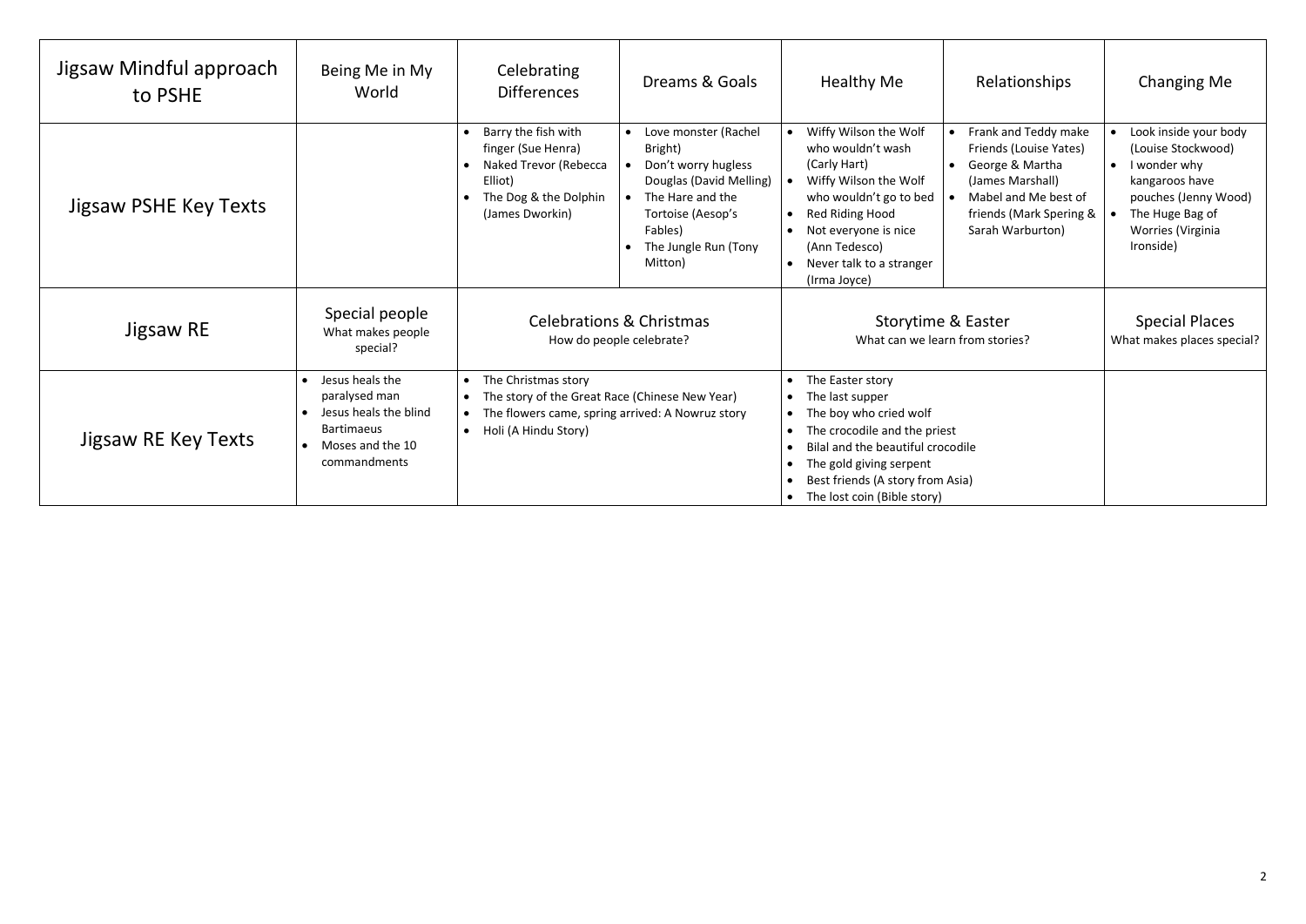| Jigsaw Mindful approach to PSHE | Being Me in My World | Celebrating Differences | Dreams & Goals | Healthy Me | Relationships | Changing Me |
|---|---|---|---|---|---|---|
| Jigsaw PSHE Key Texts | | • Barry the fish with finger (Sue Henra)<br>• Naked Trevor (Rebecca Elliot)<br>• The Dog & the Dolphin (James Dworkin) | • Love monster (Rachel Bright)<br>• Don't worry hugless Douglas (David Melling)<br>• The Hare and the Tortoise (Aesop's Fables)<br>• The Jungle Run (Tony Mitton) | • Wiffy Wilson the Wolf who wouldn't wash (Carly Hart)<br>• Wiffy Wilson the Wolf who wouldn't go to bed<br>• Red Riding Hood<br>• Not everyone is nice (Ann Tedesco)<br>• Never talk to a stranger (Irma Joyce) | • Frank and Teddy make Friends (Louise Yates)<br>• George & Martha (James Marshall)<br>• Mabel and Me best of friends (Mark Spering & Sarah Warburton) | • Look inside your body (Louise Stockwood)<br>• I wonder why kangaroos have pouches (Jenny Wood)<br>• The Huge Bag of Worries (Virginia Ironside) |
| Jigsaw RE | Special people<br>What makes people special? | Celebrations & Christmas<br>How do people celebrate? | | Storytime & Easter<br>What can we learn from stories? | | Special Places<br>What makes places special? |
| Jigsaw RE Key Texts | • Jesus heals the paralysed man<br>• Jesus heals the blind Bartimaeus<br>• Moses and the 10 commandments | • The Christmas story<br>• The story of the Great Race (Chinese New Year)<br>• The flowers came, spring arrived: A Nowruz story<br>• Holi (A Hindu Story) | | • The Easter story<br>• The last supper<br>• The boy who cried wolf<br>• The crocodile and the priest<br>• Bilal and the beautiful crocodile<br>• The gold giving serpent<br>• Best friends (A story from Asia)<br>• The lost coin (Bible story) | | |